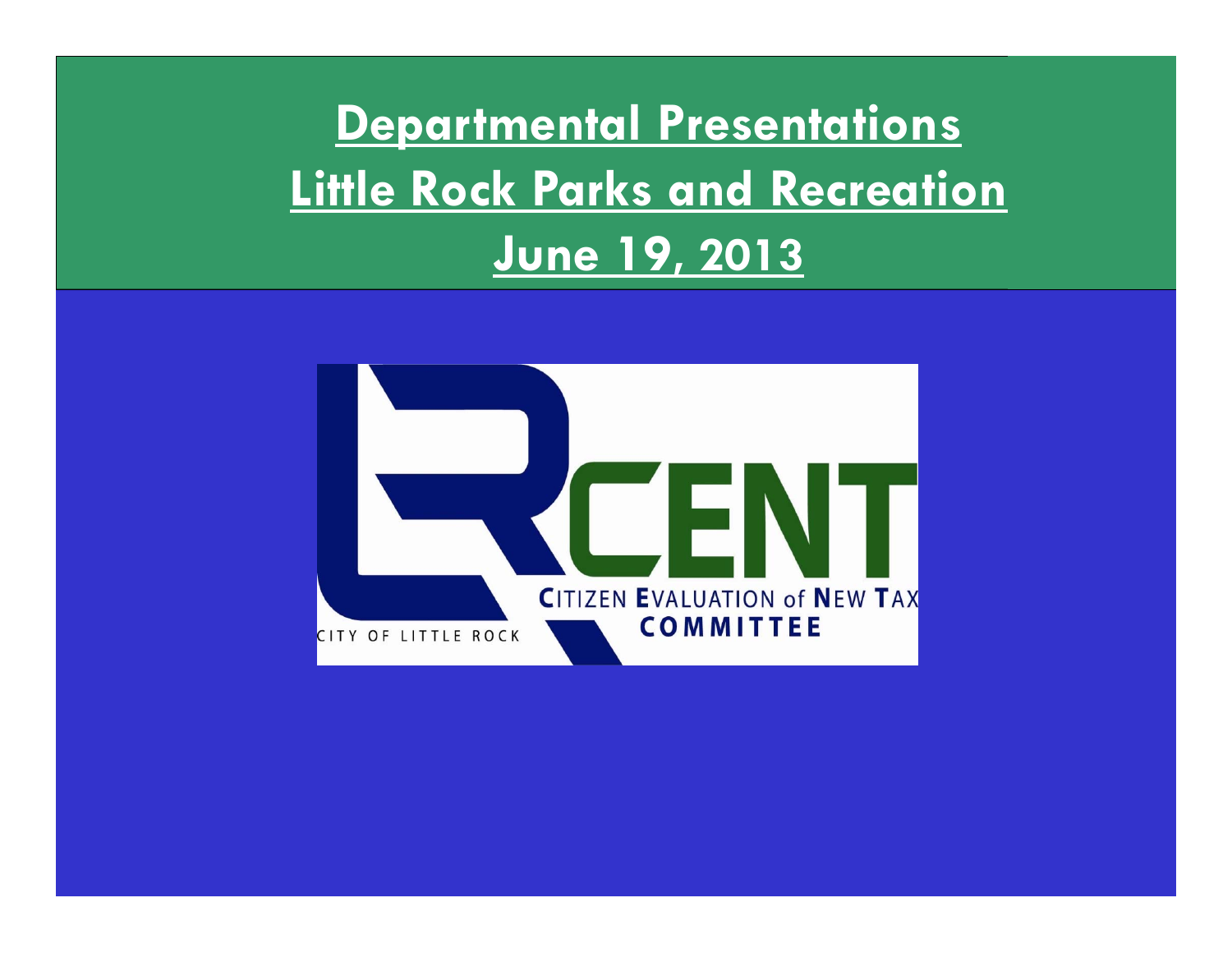# Departmental Presentations

# Little Rock Parks and Recreation

# June 19, 2013

CITY OF LITTLE ROCK

LRCENT

CITIZEN EVALUATION of NEW TAX COMMITTEE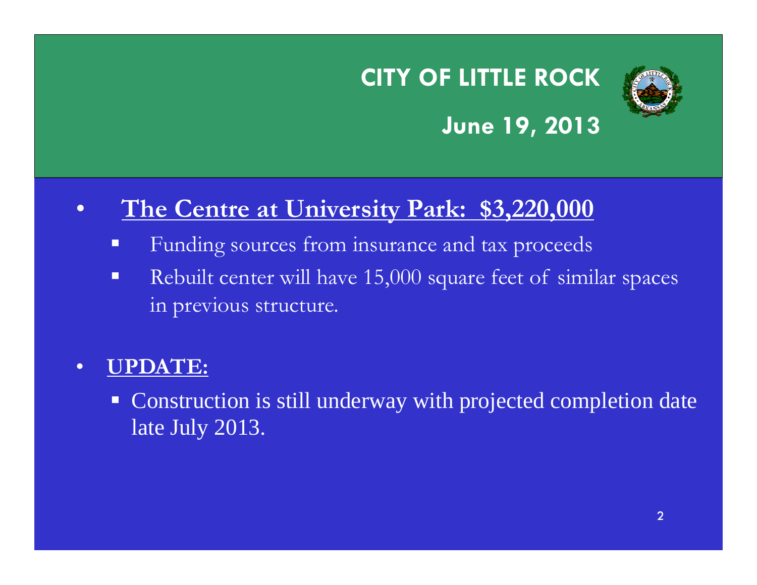## CITY OF LITTLE ROCK

## June 19, 2013

- **The Centre at University Park: $3,220,000**
  - Funding sources from insurance and tax proceeds
  - Rebuilt center will have 15,000 square feet of similar spaces in previous structure.

- **UPDATE:**
  - Construction is still underway with projected completion date late July 2013.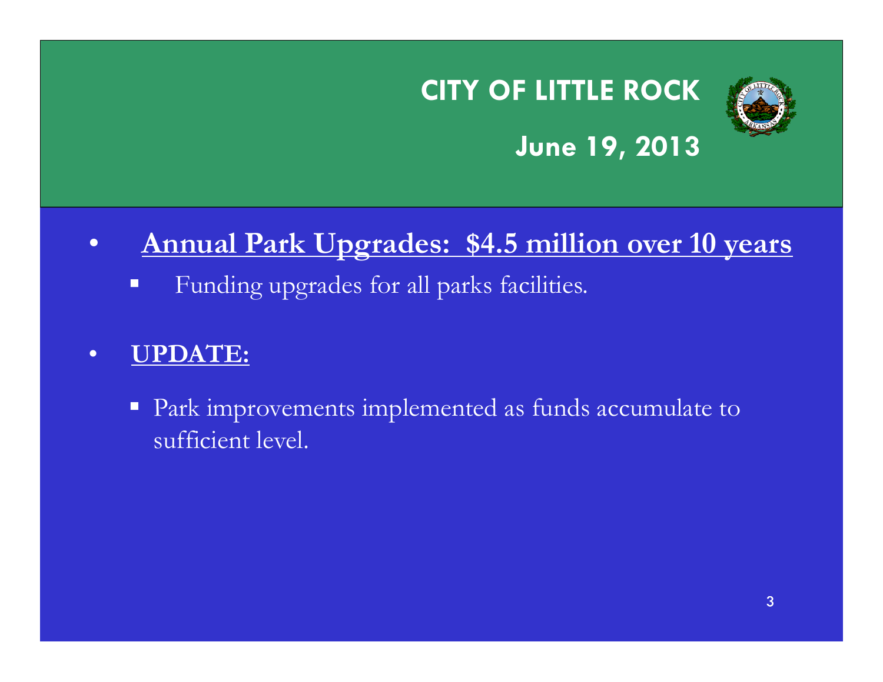# CITY OF LITTLE ROCK

## June 19, 2013

- **Annual Park Upgrades: $4.5 million over 10 years**
  - Funding upgrades for all parks facilities.

- **UPDATE:**
  - Park improvements implemented as funds accumulate to sufficient level.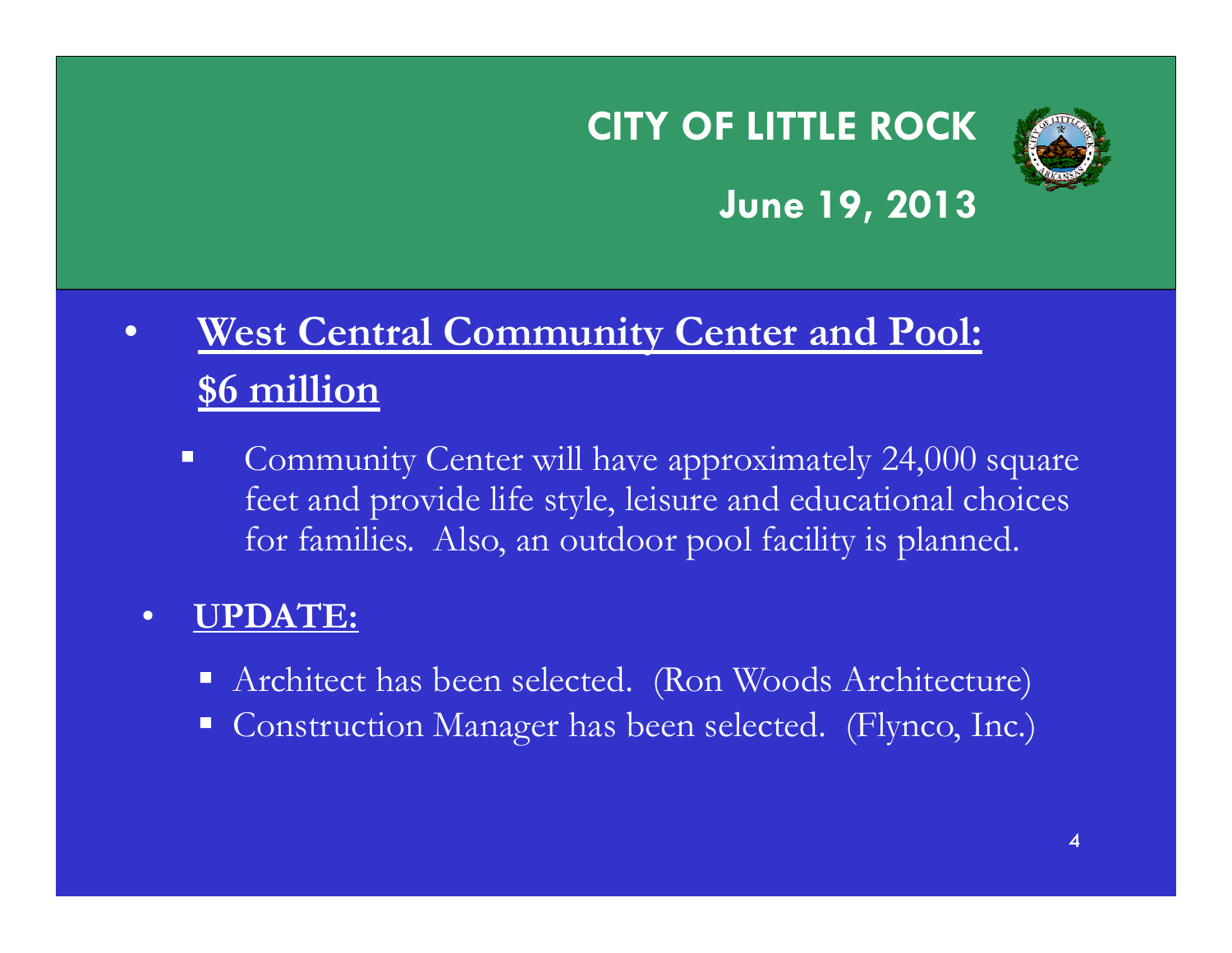# CITY OF LITTLE ROCK

## June 19, 2013

- **West Central Community Center and Pool: $6 million**
  - Community Center will have approximately 24,000 square feet and provide life style, leisure and educational choices for families. Also, an outdoor pool facility is planned.

- **UPDATE:**
  - Architect has been selected. (Ron Woods Architecture)
  - Construction Manager has been selected. (Flynco, Inc.)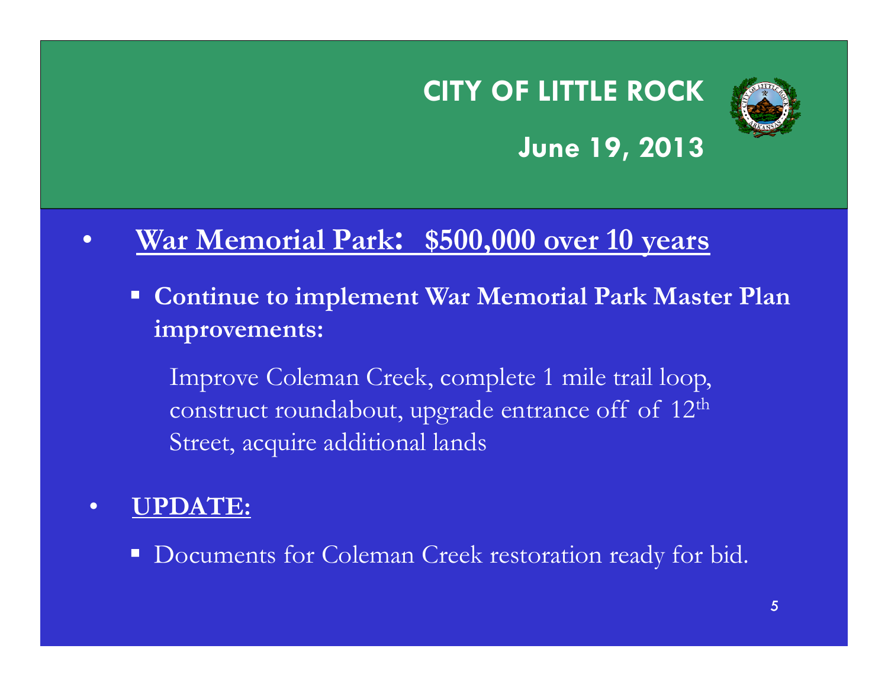# CITY OF LITTLE ROCK

## June 19, 2013

- **War Memorial Park: $500,000 over 10 years**
  - **Continue to implement War Memorial Park Master Plan improvements:**

    Improve Coleman Creek, complete 1 mile trail loop, construct roundabout, upgrade entrance off of 12th Street, acquire additional lands

- **UPDATE:**
  - Documents for Coleman Creek restoration ready for bid.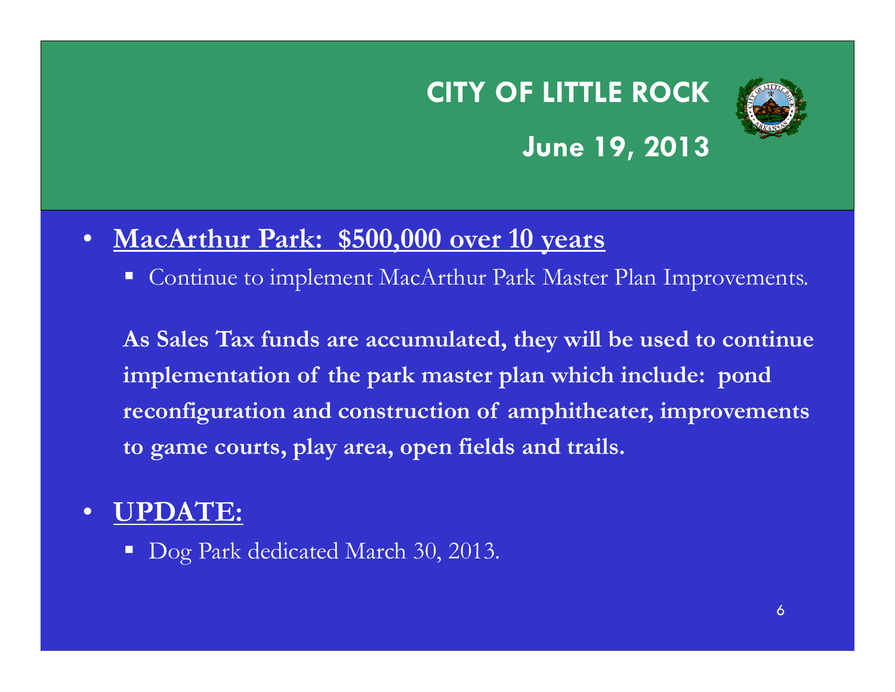# CITY OF LITTLE ROCK

## June 19, 2013

- **MacArthur Park: $500,000 over 10 years**
  - Continue to implement MacArthur Park Master Plan Improvements.

  **As Sales Tax funds are accumulated, they will be used to continue implementation of the park master plan which include: pond reconfiguration and construction of amphitheater, improvements to game courts, play area, open fields and trails.**

- **UPDATE:**
  - Dog Park dedicated March 30, 2013.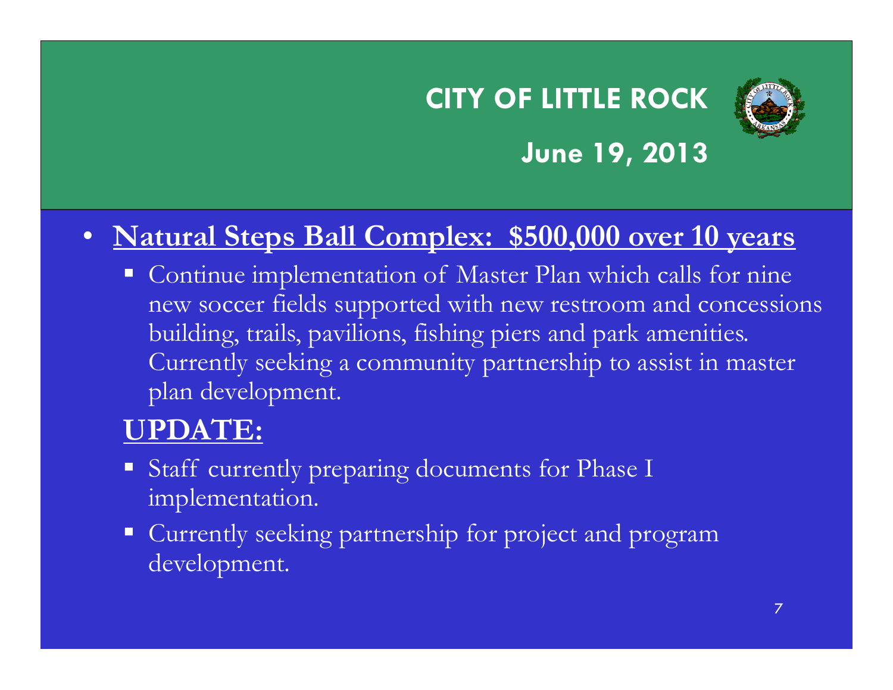# CITY OF LITTLE ROCK

## June 19, 2013

- **Natural Steps Ball Complex: $500,000 over 10 years**
  - Continue implementation of Master Plan which calls for nine new soccer fields supported with new restroom and concessions building, trails, pavilions, fishing piers and park amenities. Currently seeking a community partnership to assist in master plan development.

  **UPDATE:**

  - Staff currently preparing documents for Phase I implementation.
  - Currently seeking partnership for project and program development.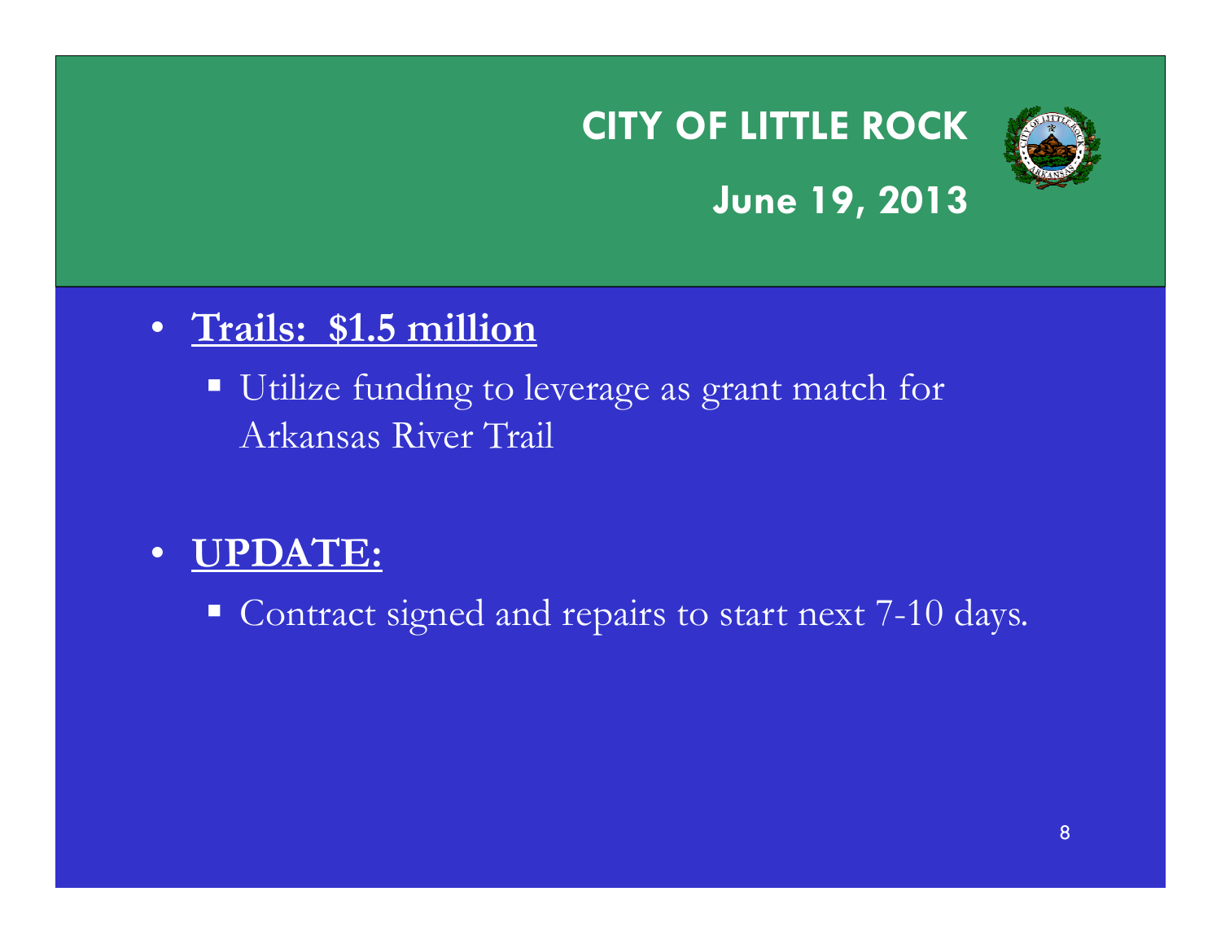# CITY OF LITTLE ROCK

## June 19, 2013

- **Trails: $1.5 million**
  - Utilize funding to leverage as grant match for Arkansas River Trail

- **UPDATE:**
  - Contract signed and repairs to start next 7-10 days.